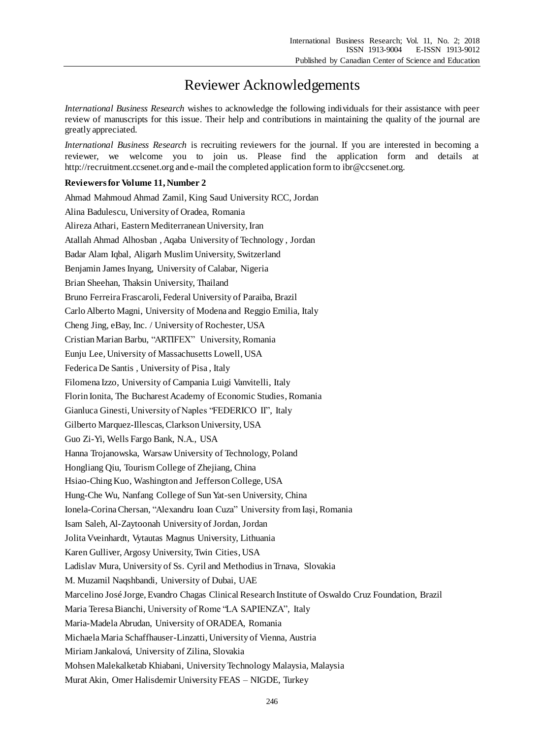# Reviewer Acknowledgements

*International Business Research* wishes to acknowledge the following individuals for their assistance with peer review of manuscripts for this issue. Their help and contributions in maintaining the quality of the journal are greatly appreciated.

*International Business Research* is recruiting reviewers for the journal. If you are interested in becoming a reviewer, we welcome you to join us. Please find the application form and details at http://recruitment.ccsenet.org and e-mail the completed application form to ibr@ccsenet.org.

**Reviewers for Volume 11, Number 2**

Ahmad Mahmoud Ahmad Zamil, King Saud University RCC, Jordan

Alina Badulescu, University of Oradea, Romania

Alireza Athari, Eastern Mediterranean University, Iran

Atallah Ahmad Alhosban , Aqaba University of Technology , Jordan

Badar Alam Iqbal, Aligarh Muslim University, Switzerland

Benjamin James Inyang, University of Calabar, Nigeria

Brian Sheehan, Thaksin University, Thailand

Bruno Ferreira Frascaroli, Federal University of Paraiba, Brazil

Carlo Alberto Magni, University of Modena and Reggio Emilia, Italy

Cheng Jing, eBay, Inc. / University of Rochester, USA

Cristian Marian Barbu, "ARTIFEX" University, Romania

Eunju Lee, University of Massachusetts Lowell, USA

Federica De Santis , University of Pisa , Italy

Filomena Izzo, University of Campania Luigi Vanvitelli, Italy

Florin Ionita, The Bucharest Academy of Economic Studies, Romania

Gianluca Ginesti, University of Naples "FEDERICO II", Italy

Gilberto Marquez-Illescas, Clarkson University, USA

Guo Zi-Yi, Wells Fargo Bank, N.A., USA

Hanna Trojanowska, Warsaw University of Technology, Poland

Hongliang Qiu, Tourism College of Zhejiang, China

Hsiao-Ching Kuo, Washington and Jefferson College, USA

Hung-Che Wu, Nanfang College of Sun Yat-sen University, China

Ionela-Corina Chersan, "Alexandru Ioan Cuza" University from Iași, Romania

Isam Saleh, Al-Zaytoonah University of Jordan, Jordan

Jolita Vveinhardt, Vytautas Magnus University, Lithuania

Karen Gulliver, Argosy University, Twin Cities, USA

Ladislav Mura, University of Ss. Cyril and Methodius in Trnava, Slovakia

M. Muzamil Naqshbandi, University of Dubai, UAE

Marcelino José Jorge, Evandro Chagas Clinical Research Institute of Oswaldo Cruz Foundation, Brazil

Maria Teresa Bianchi, University of Rome "LA SAPIENZA", Italy

Maria-Madela Abrudan, University of ORADEA, Romania

Michaela Maria Schaffhauser-Linzatti, University of Vienna, Austria

Miriam Jankalová, University of Zilina, Slovakia

Mohsen Malekalketab Khiabani, University Technology Malaysia, Malaysia

Murat Akin, Omer Halisdemir University FEAS – NIGDE, Turkey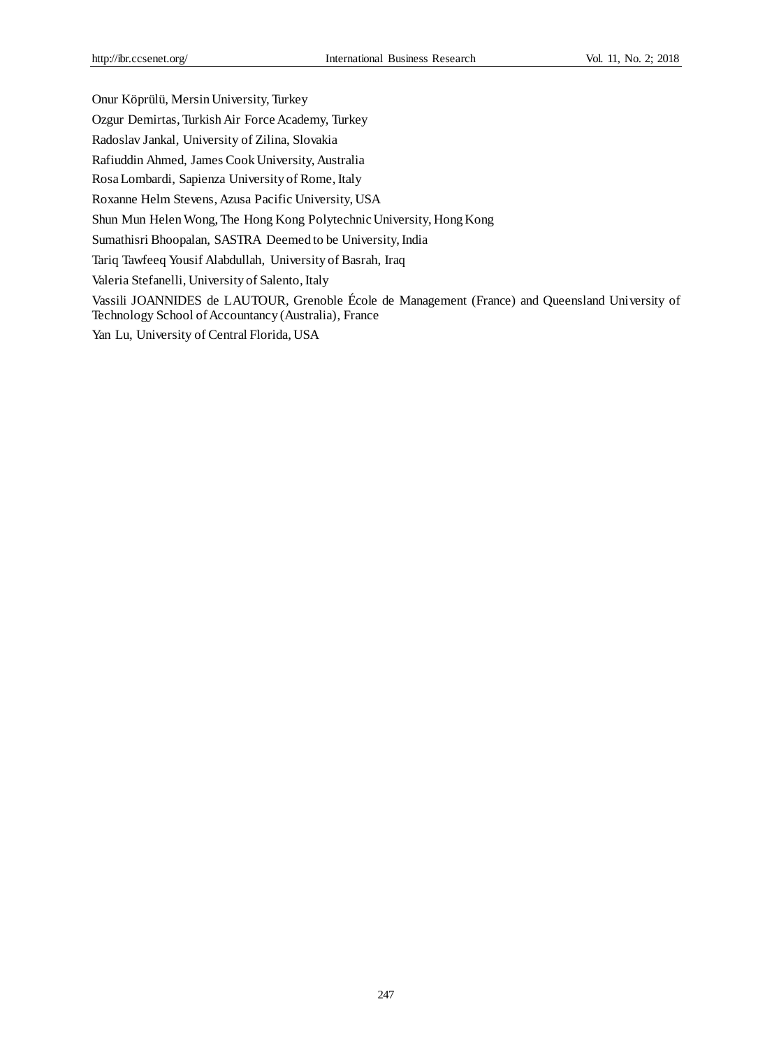Onur Köprülü, Mersin University, Turkey

Ozgur Demirtas, Turkish Air Force Academy, Turkey

Radoslav Jankal, University of Zilina, Slovakia

Rafiuddin Ahmed, James Cook University, Australia

Rosa Lombardi, Sapienza University of Rome, Italy

Roxanne Helm Stevens, Azusa Pacific University, USA

Shun Mun Helen Wong, The Hong Kong Polytechnic University, Hong Kong

Sumathisri Bhoopalan, SASTRA Deemed to be University, India

Tariq Tawfeeq Yousif Alabdullah, University of Basrah, Iraq

Valeria Stefanelli, University of Salento, Italy

Vassili JOANNIDES de LAUTOUR, Grenoble École de Management (France) and Queensland University of Technology School of Accountancy (Australia), France

Yan Lu, University of Central Florida, USA